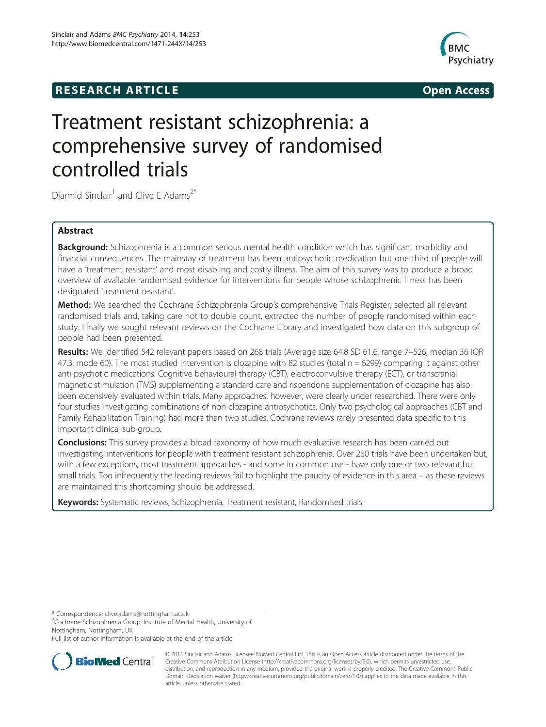**RESEARCH ARTICLE** **Open Access**

# Treatment resistant schizophrenia: a comprehensive survey of randomised controlled trials

Diarmid Sinclair[1] and Clive E Adams[2*]

## Abstract

**Background:** Schizophrenia is a common serious mental health condition which has significant morbidity and financial consequences. The mainstay of treatment has been antipsychotic medication but one third of people will have a 'treatment resistant' and most disabling and costly illness. The aim of this survey was to produce a broad overview of available randomised evidence for interventions for people whose schizophrenic illness has been designated 'treatment resistant'.

**Method:** We searched the Cochrane Schizophrenia Group's comprehensive Trials Register, selected all relevant randomised trials and, taking care not to double count, extracted the number of people randomised within each study. Finally we sought relevant reviews on the Cochrane Library and investigated how data on this subgroup of people had been presented.

**Results:** We identified 542 relevant papers based on 268 trials (Average size 64.8 SD 61.6, range 7–526, median 56 IQR 47.3, mode 60). The most studied intervention is clozapine with 82 studies (total n = 6299) comparing it against other anti-psychotic medications. Cognitive behavioural therapy (CBT), electroconvulsive therapy (ECT), or transcranial magnetic stimulation (TMS) supplementing a standard care and risperidone supplementation of clozapine has also been extensively evaluated within trials. Many approaches, however, were clearly under researched. There were only four studies investigating combinations of non-clozapine antipsychotics. Only two psychological approaches (CBT and Family Rehabilitation Training) had more than two studies. Cochrane reviews rarely presented data specific to this important clinical sub-group.

**Conclusions:** This survey provides a broad taxonomy of how much evaluative research has been carried out investigating interventions for people with treatment resistant schizophrenia. Over 280 trials have been undertaken but, with a few exceptions, most treatment approaches - and some in common use - have only one or two relevant but small trials. Too infrequently the leading reviews fail to highlight the paucity of evidence in this area – as these reviews are maintained this shortcoming should be addressed.

**Keywords:** Systematic reviews, Schizophrenia, Treatment resistant, Randomised trials

---

\* Correspondence: clive.adams@nottingham.ac.uk
[2]Cochrane Schizophrenia Group, Institute of Mental Health, University of Nottingham, Nottingham, UK
Full list of author information is available at the end of the article

© 2014 Sinclair and Adams; licensee BioMed Central Ltd. This is an Open Access article distributed under the terms of the Creative Commons Attribution License (http://creativecommons.org/licenses/by/2.0), which permits unrestricted use, distribution, and reproduction in any medium, provided the original work is properly credited. The Creative Commons Public Domain Dedication waiver (http://creativecommons.org/publicdomain/zero/1.0/) applies to the data made available in this article, unless otherwise stated.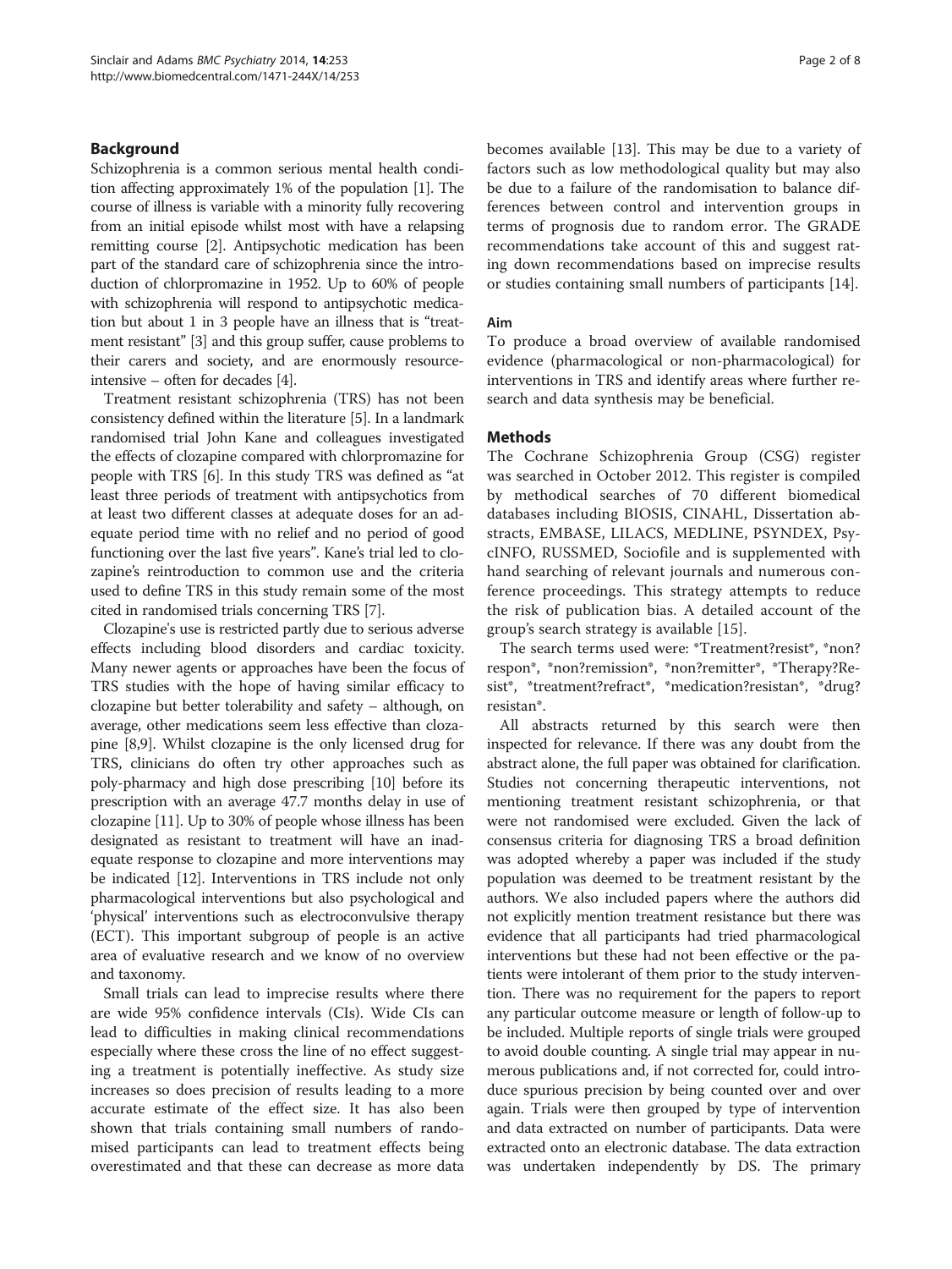## Background

Schizophrenia is a common serious mental health condition affecting approximately 1% of the population [1]. The course of illness is variable with a minority fully recovering from an initial episode whilst most with have a relapsing remitting course [2]. Antipsychotic medication has been part of the standard care of schizophrenia since the introduction of chlorpromazine in 1952. Up to 60% of people with schizophrenia will respond to antipsychotic medication but about 1 in 3 people have an illness that is "treatment resistant" [3] and this group suffer, cause problems to their carers and society, and are enormously resource-intensive – often for decades [4].

Treatment resistant schizophrenia (TRS) has not been consistency defined within the literature [5]. In a landmark randomised trial John Kane and colleagues investigated the effects of clozapine compared with chlorpromazine for people with TRS [6]. In this study TRS was defined as "at least three periods of treatment with antipsychotics from at least two different classes at adequate doses for an adequate period time with no relief and no period of good functioning over the last five years". Kane's trial led to clozapine's reintroduction to common use and the criteria used to define TRS in this study remain some of the most cited in randomised trials concerning TRS [7].

Clozapine's use is restricted partly due to serious adverse effects including blood disorders and cardiac toxicity. Many newer agents or approaches have been the focus of TRS studies with the hope of having similar efficacy to clozapine but better tolerability and safety – although, on average, other medications seem less effective than clozapine [8,9]. Whilst clozapine is the only licensed drug for TRS, clinicians do often try other approaches such as poly-pharmacy and high dose prescribing [10] before its prescription with an average 47.7 months delay in use of clozapine [11]. Up to 30% of people whose illness has been designated as resistant to treatment will have an inadequate response to clozapine and more interventions may be indicated [12]. Interventions in TRS include not only pharmacological interventions but also psychological and 'physical' interventions such as electroconvulsive therapy (ECT). This important subgroup of people is an active area of evaluative research and we know of no overview and taxonomy.

Small trials can lead to imprecise results where there are wide 95% confidence intervals (CIs). Wide CIs can lead to difficulties in making clinical recommendations especially where these cross the line of no effect suggesting a treatment is potentially ineffective. As study size increases so does precision of results leading to a more accurate estimate of the effect size. It has also been shown that trials containing small numbers of randomised participants can lead to treatment effects being overestimated and that these can decrease as more data becomes available [13]. This may be due to a variety of factors such as low methodological quality but may also be due to a failure of the randomisation to balance differences between control and intervention groups in terms of prognosis due to random error. The GRADE recommendations take account of this and suggest rating down recommendations based on imprecise results or studies containing small numbers of participants [14].

### Aim

To produce a broad overview of available randomised evidence (pharmacological or non-pharmacological) for interventions in TRS and identify areas where further research and data synthesis may be beneficial.

## Methods

The Cochrane Schizophrenia Group (CSG) register was searched in October 2012. This register is compiled by methodical searches of 70 different biomedical databases including BIOSIS, CINAHL, Dissertation abstracts, EMBASE, LILACS, MEDLINE, PSYNDEX, PsycINFO, RUSSMED, Sociofile and is supplemented with hand searching of relevant journals and numerous conference proceedings. This strategy attempts to reduce the risk of publication bias. A detailed account of the group's search strategy is available [15].

The search terms used were: *Treatment?resist*, *non?respon*, *non?remission*, *non?remitter*, *Therapy?Resist*, *treatment?refract*, *medication?resistan*, *drug?resistan*.

All abstracts returned by this search were then inspected for relevance. If there was any doubt from the abstract alone, the full paper was obtained for clarification. Studies not concerning therapeutic interventions, not mentioning treatment resistant schizophrenia, or that were not randomised were excluded. Given the lack of consensus criteria for diagnosing TRS a broad definition was adopted whereby a paper was included if the study population was deemed to be treatment resistant by the authors. We also included papers where the authors did not explicitly mention treatment resistance but there was evidence that all participants had tried pharmacological interventions but these had not been effective or the patients were intolerant of them prior to the study intervention. There was no requirement for the papers to report any particular outcome measure or length of follow-up to be included. Multiple reports of single trials were grouped to avoid double counting. A single trial may appear in numerous publications and, if not corrected for, could introduce spurious precision by being counted over and over again. Trials were then grouped by type of intervention and data extracted on number of participants. Data were extracted onto an electronic database. The data extraction was undertaken independently by DS. The primary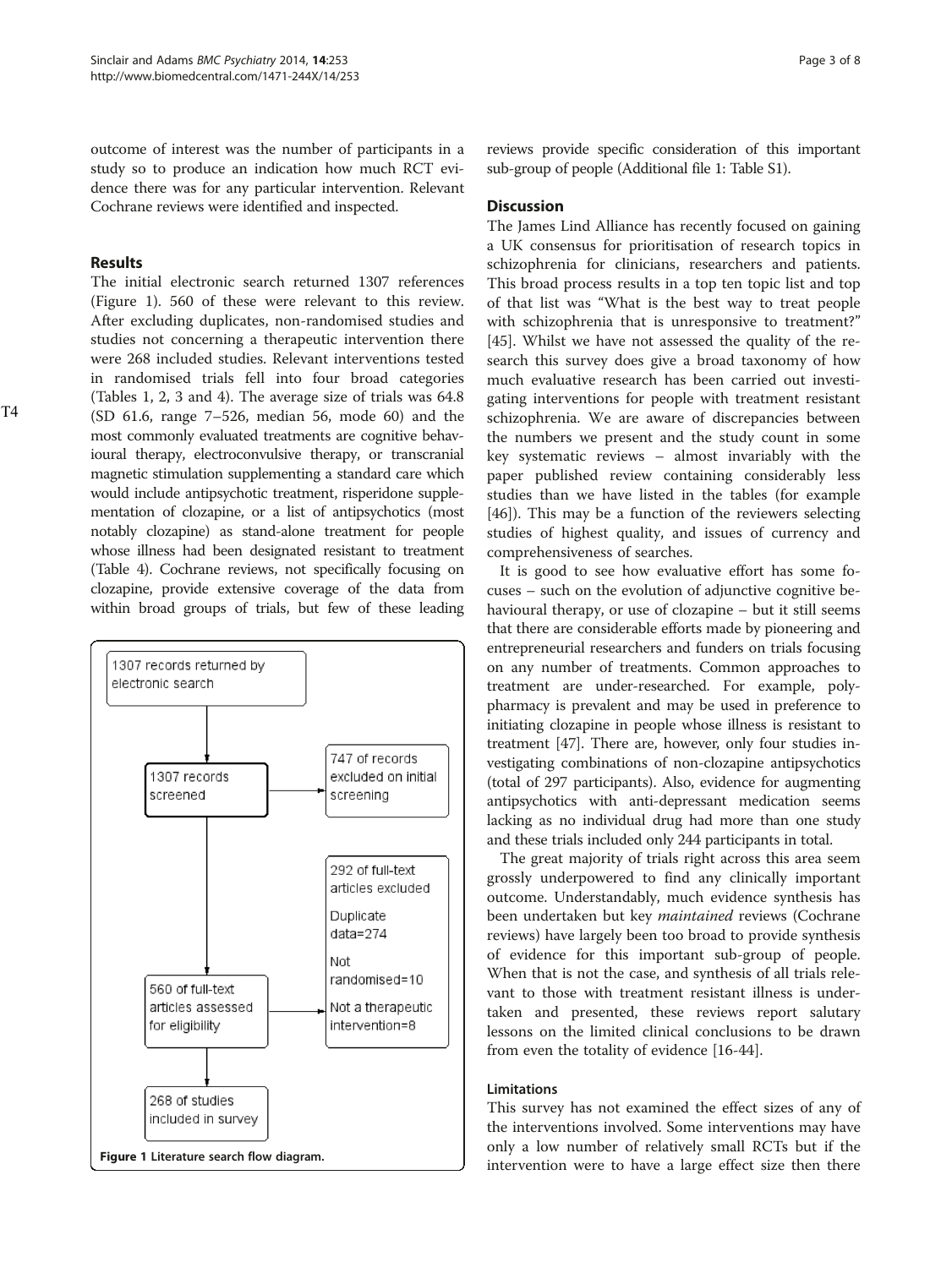outcome of interest was the number of participants in a study so to produce an indication how much RCT evidence there was for any particular intervention. Relevant Cochrane reviews were identified and inspected.

## Results

The initial electronic search returned 1307 references (Figure 1). 560 of these were relevant to this review. After excluding duplicates, non-randomised studies and studies not concerning a therapeutic intervention there were 268 included studies. Relevant interventions tested in randomised trials fell into four broad categories (Tables 1, 2, 3 and 4). The average size of trials was 64.8 (SD 61.6, range 7–526, median 56, mode 60) and the most commonly evaluated treatments are cognitive behavioural therapy, electroconvulsive therapy, or transcranial magnetic stimulation supplementing a standard care which would include antipsychotic treatment, risperidone supplementation of clozapine, or a list of antipsychotics (most notably clozapine) as stand-alone treatment for people whose illness had been designated resistant to treatment (Table 4). Cochrane reviews, not specifically focusing on clozapine, provide extensive coverage of the data from within broad groups of trials, but few of these leading reviews provide specific consideration of this important sub-group of people (Additional file 1: Table S1).

1307 records returned by electronic search

1307 records screened → 747 of records excluded on initial screening

560 of full-text articles assessed for eligibility → 292 of full-text articles excluded: Duplicate data=274; Not randomised=10; Not a therapeutic intervention=8

268 of studies included in survey

Figure 1 Literature search flow diagram.

## Discussion

The James Lind Alliance has recently focused on gaining a UK consensus for prioritisation of research topics in schizophrenia for clinicians, researchers and patients. This broad process results in a top ten topic list and top of that list was "What is the best way to treat people with schizophrenia that is unresponsive to treatment?" [45]. Whilst we have not assessed the quality of the research this survey does give a broad taxonomy of how much evaluative research has been carried out investigating interventions for people with treatment resistant schizophrenia. We are aware of discrepancies between the numbers we present and the study count in some key systematic reviews – almost invariably with the paper published review containing considerably less studies than we have listed in the tables (for example [46]). This may be a function of the reviewers selecting studies of highest quality, and issues of currency and comprehensiveness of searches.

It is good to see how evaluative effort has some focuses – such on the evolution of adjunctive cognitive behavioural therapy, or use of clozapine – but it still seems that there are considerable efforts made by pioneering and entrepreneurial researchers and funders on trials focusing on any number of treatments. Common approaches to treatment are under-researched. For example, polypharmacy is prevalent and may be used in preference to initiating clozapine in people whose illness is resistant to treatment [47]. There are, however, only four studies investigating combinations of non-clozapine antipsychotics (total of 297 participants). Also, evidence for augmenting antipsychotics with anti-depressant medication seems lacking as no individual drug had more than one study and these trials included only 244 participants in total.

The great majority of trials right across this area seem grossly underpowered to find any clinically important outcome. Understandably, much evidence synthesis has been undertaken but key *maintained* reviews (Cochrane reviews) have largely been too broad to provide synthesis of evidence for this important sub-group of people. When that is not the case, and synthesis of all trials relevant to those with treatment resistant illness is undertaken and presented, these reviews report salutary lessons on the limited clinical conclusions to be drawn from even the totality of evidence [16-44].

### Limitations

This survey has not examined the effect sizes of any of the interventions involved. Some interventions may have only a low number of relatively small RCTs but if the intervention were to have a large effect size then there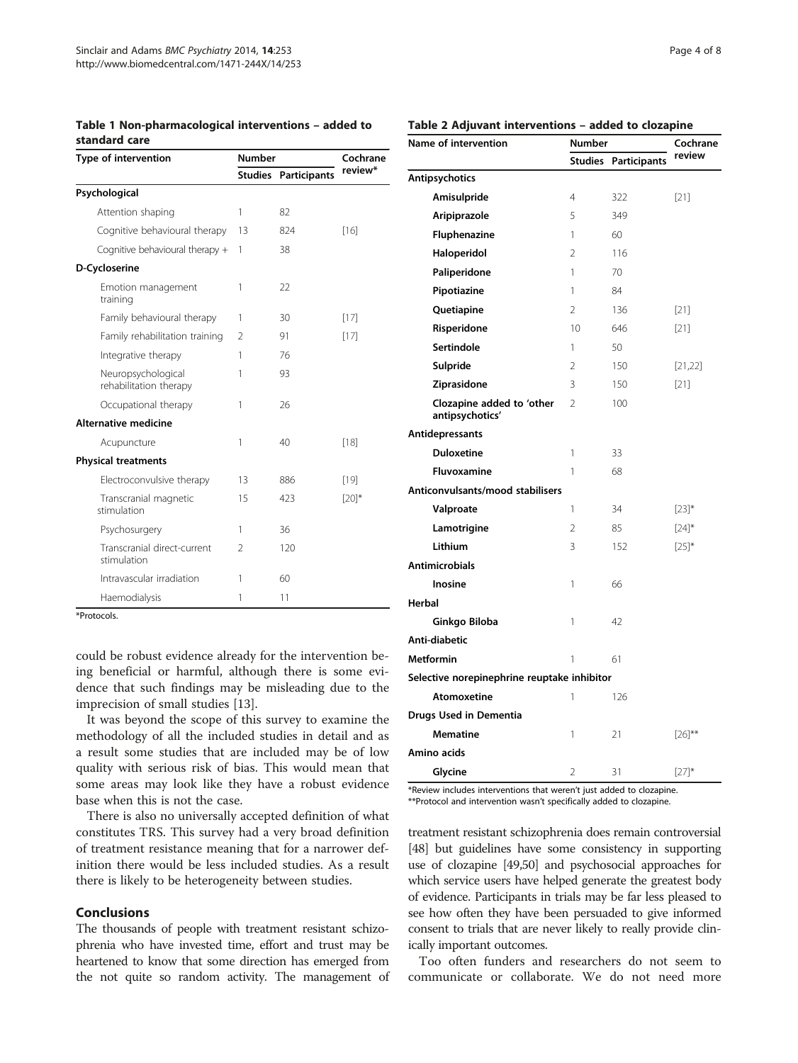**Table 1 Non-pharmacological interventions – added to standard care**

| Type of intervention | Number | | Cochrane review* |
|---|---|---|---|
| | Studies | Participants | |
| **Psychological** | | | |
| Attention shaping | 1 | 82 | |
| Cognitive behavioural therapy | 13 | 824 | [16] |
| Cognitive behavioural therapy + | 1 | 38 | |
| **D-Cycloserine** | | | |
| Emotion management training | 1 | 22 | |
| Family behavioural therapy | 1 | 30 | [17] |
| Family rehabilitation training | 2 | 91 | [17] |
| Integrative therapy | 1 | 76 | |
| Neuropsychological rehabilitation therapy | 1 | 93 | |
| Occupational therapy | 1 | 26 | |
| **Alternative medicine** | | | |
| Acupuncture | 1 | 40 | [18] |
| **Physical treatments** | | | |
| Electroconvulsive therapy | 13 | 886 | [19] |
| Transcranial magnetic stimulation | 15 | 423 | [20]* |
| Psychosurgery | 1 | 36 | |
| Transcranial direct-current stimulation | 2 | 120 | |
| Intravascular irradiation | 1 | 60 | |
| Haemodialysis | 1 | 11 | |

*Protocols.

**Table 2 Adjuvant interventions – added to clozapine**

| Name of intervention | Number | | Cochrane review |
|---|---|---|---|
| | Studies | Participants | |
| **Antipsychotics** | | | |
| **Amisulpride** | 4 | 322 | [21] |
| **Aripiprazole** | 5 | 349 | |
| **Fluphenazine** | 1 | 60 | |
| **Haloperidol** | 2 | 116 | |
| **Paliperidone** | 1 | 70 | |
| **Pipotiazine** | 1 | 84 | |
| **Quetiapine** | 2 | 136 | [21] |
| **Risperidone** | 10 | 646 | [21] |
| **Sertindole** | 1 | 50 | |
| **Sulpride** | 2 | 150 | [21,22] |
| **Ziprasidone** | 3 | 150 | [21] |
| **Clozapine added to 'other antipsychotics'** | 2 | 100 | |
| **Antidepressants** | | | |
| **Duloxetine** | 1 | 33 | |
| **Fluvoxamine** | 1 | 68 | |
| **Anticonvulsants/mood stabilisers** | | | |
| **Valproate** | 1 | 34 | [23]* |
| **Lamotrigine** | 2 | 85 | [24]* |
| **Lithium** | 3 | 152 | [25]* |
| **Antimicrobials** | | | |
| **Inosine** | 1 | 66 | |
| **Herbal** | | | |
| **Ginkgo Biloba** | 1 | 42 | |
| **Anti-diabetic** | | | |
| **Metformin** | 1 | 61 | |
| **Selective norepinephrine reuptake inhibitor** | | | |
| **Atomoxetine** | 1 | 126 | |
| **Drugs Used in Dementia** | | | |
| **Mematine** | 1 | 21 | [26]** |
| **Amino acids** | | | |
| **Glycine** | 2 | 31 | [27]* |

*Review includes interventions that weren't just added to clozapine.
**Protocol and intervention wasn't specifically added to clozapine.

could be robust evidence already for the intervention being beneficial or harmful, although there is some evidence that such findings may be misleading due to the imprecision of small studies [13].

It was beyond the scope of this survey to examine the methodology of all the included studies in detail and as a result some studies that are included may be of low quality with serious risk of bias. This would mean that some areas may look like they have a robust evidence base when this is not the case.

There is also no universally accepted definition of what constitutes TRS. This survey had a very broad definition of treatment resistance meaning that for a narrower definition there would be less included studies. As a result there is likely to be heterogeneity between studies.

## Conclusions

The thousands of people with treatment resistant schizophrenia who have invested time, effort and trust may be heartened to know that some direction has emerged from the not quite so random activity. The management of treatment resistant schizophrenia does remain controversial [48] but guidelines have some consistency in supporting use of clozapine [49,50] and psychosocial approaches for which service users have helped generate the greatest body of evidence. Participants in trials may be far less pleased to see how often they have been persuaded to give informed consent to trials that are never likely to really provide clinically important outcomes.

Too often funders and researchers do not seem to communicate or collaborate. We do not need more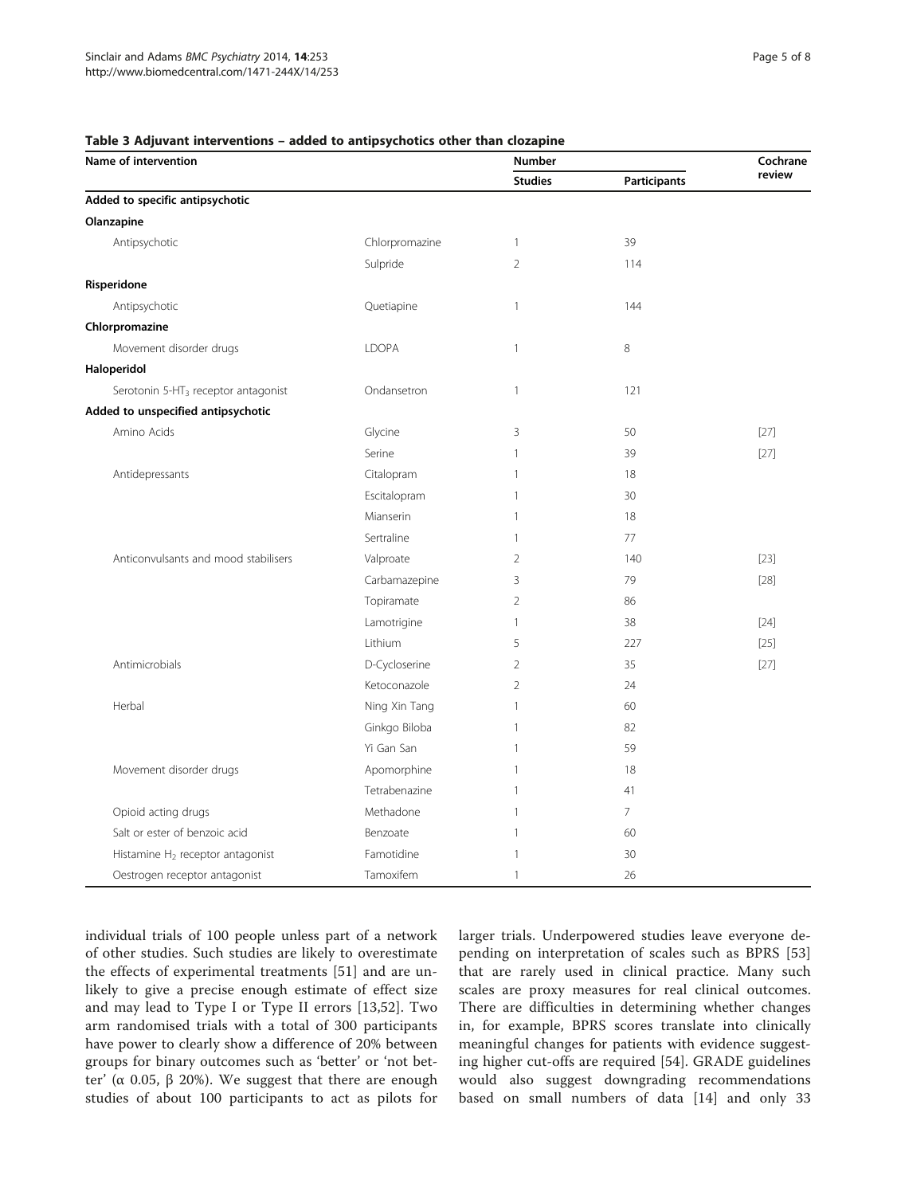**Table 3 Adjuvant interventions – added to antipsychotics other than clozapine**

| Name of intervention | | Number | | Cochrane review |
|---|---|---|---|---|
| | | Studies | Participants | |
| **Added to specific antipsychotic** | | | | |
| **Olanzapine** | | | | |
| Antipsychotic | Chlorpromazine | 1 | 39 | |
| | Sulpride | 2 | 114 | |
| **Risperidone** | | | | |
| Antipsychotic | Quetiapine | 1 | 144 | |
| **Chlorpromazine** | | | | |
| Movement disorder drugs | LDOPA | 1 | 8 | |
| **Haloperidol** | | | | |
| Serotonin 5-$HT_3$ receptor antagonist | Ondansetron | 1 | 121 | |
| **Added to unspecified antipsychotic** | | | | |
| Amino Acids | Glycine | 3 | 50 | [27] |
| | Serine | 1 | 39 | [27] |
| Antidepressants | Citalopram | 1 | 18 | |
| | Escitalopram | 1 | 30 | |
| | Mianserin | 1 | 18 | |
| | Sertraline | 1 | 77 | |
| Anticonvulsants and mood stabilisers | Valproate | 2 | 140 | [23] |
| | Carbamazepine | 3 | 79 | [28] |
| | Topiramate | 2 | 86 | |
| | Lamotrigine | 1 | 38 | [24] |
| | Lithium | 5 | 227 | [25] |
| Antimicrobials | D-Cycloserine | 2 | 35 | [27] |
| | Ketoconazole | 2 | 24 | |
| Herbal | Ning Xin Tang | 1 | 60 | |
| | Ginkgo Biloba | 1 | 82 | |
| | Yi Gan San | 1 | 59 | |
| Movement disorder drugs | Apomorphine | 1 | 18 | |
| | Tetrabenazine | 1 | 41 | |
| Opioid acting drugs | Methadone | 1 | 7 | |
| Salt or ester of benzoic acid | Benzoate | 1 | 60 | |
| Histamine $H_2$ receptor antagonist | Famotidine | 1 | 30 | |
| Oestrogen receptor antagonist | Tamoxifem | 1 | 26 | |

individual trials of 100 people unless part of a network of other studies. Such studies are likely to overestimate the effects of experimental treatments [51] and are unlikely to give a precise enough estimate of effect size and may lead to Type I or Type II errors [13,52]. Two arm randomised trials with a total of 300 participants have power to clearly show a difference of 20% between groups for binary outcomes such as 'better' or 'not better' ($\alpha$ 0.05, $\beta$ 20%). We suggest that there are enough studies of about 100 participants to act as pilots for larger trials. Underpowered studies leave everyone depending on interpretation of scales such as BPRS [53] that are rarely used in clinical practice. Many such scales are proxy measures for real clinical outcomes. There are difficulties in determining whether changes in, for example, BPRS scores translate into clinically meaningful changes for patients with evidence suggesting higher cut-offs are required [54]. GRADE guidelines would also suggest downgrading recommendations based on small numbers of data [14] and only 33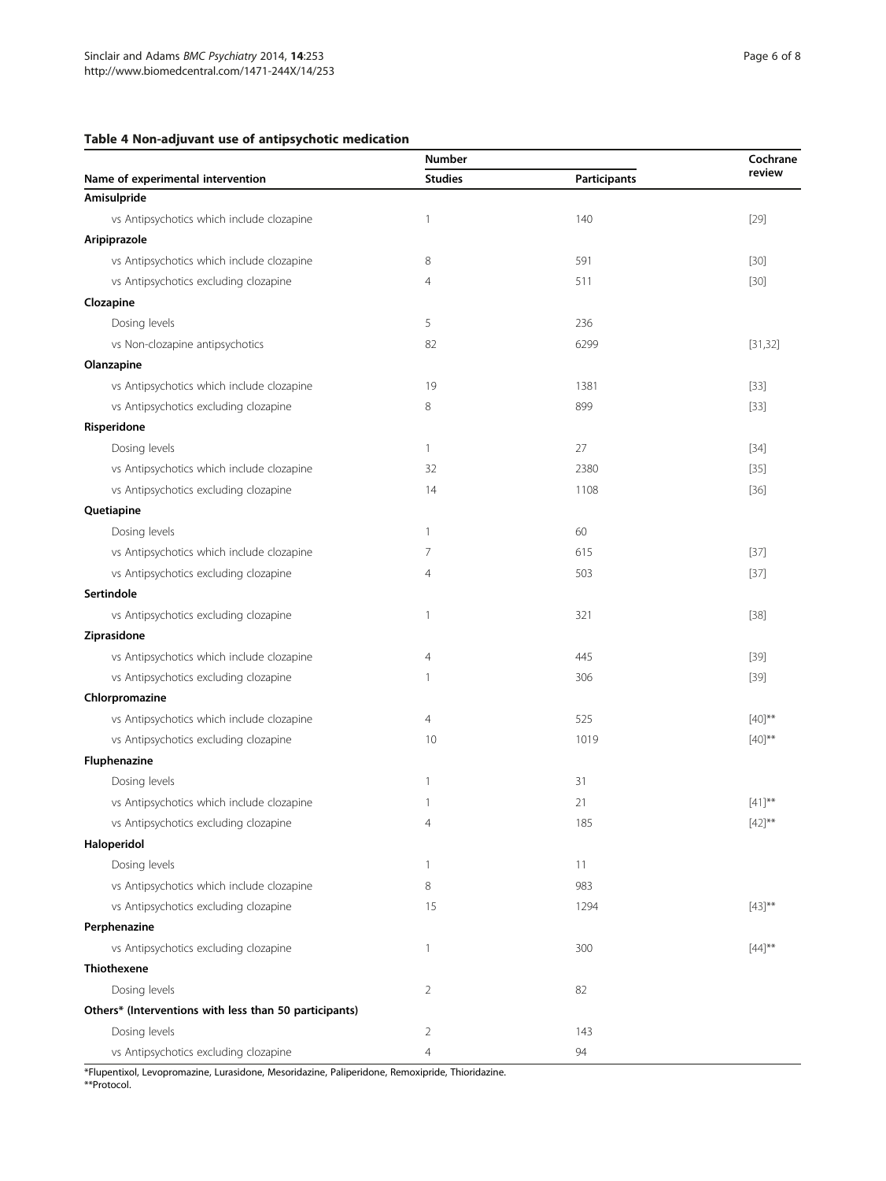**Table 4 Non-adjuvant use of antipsychotic medication**

| Name of experimental intervention | Number | | Cochrane review |
|---|---|---|---|
| | Studies | Participants | |
| **Amisulpride** | | | |
| vs Antipsychotics which include clozapine | 1 | 140 | [29] |
| **Aripiprazole** | | | |
| vs Antipsychotics which include clozapine | 8 | 591 | [30] |
| vs Antipsychotics excluding clozapine | 4 | 511 | [30] |
| **Clozapine** | | | |
| Dosing levels | 5 | 236 | |
| vs Non-clozapine antipsychotics | 82 | 6299 | [31,32] |
| **Olanzapine** | | | |
| vs Antipsychotics which include clozapine | 19 | 1381 | [33] |
| vs Antipsychotics excluding clozapine | 8 | 899 | [33] |
| **Risperidone** | | | |
| Dosing levels | 1 | 27 | [34] |
| vs Antipsychotics which include clozapine | 32 | 2380 | [35] |
| vs Antipsychotics excluding clozapine | 14 | 1108 | [36] |
| **Quetiapine** | | | |
| Dosing levels | 1 | 60 | |
| vs Antipsychotics which include clozapine | 7 | 615 | [37] |
| vs Antipsychotics excluding clozapine | 4 | 503 | [37] |
| **Sertindole** | | | |
| vs Antipsychotics excluding clozapine | 1 | 321 | [38] |
| **Ziprasidone** | | | |
| vs Antipsychotics which include clozapine | 4 | 445 | [39] |
| vs Antipsychotics excluding clozapine | 1 | 306 | [39] |
| **Chlorpromazine** | | | |
| vs Antipsychotics which include clozapine | 4 | 525 | [40]** |
| vs Antipsychotics excluding clozapine | 10 | 1019 | [40]** |
| **Fluphenazine** | | | |
| Dosing levels | 1 | 31 | |
| vs Antipsychotics which include clozapine | 1 | 21 | [41]** |
| vs Antipsychotics excluding clozapine | 4 | 185 | [42]** |
| **Haloperidol** | | | |
| Dosing levels | 1 | 11 | |
| vs Antipsychotics which include clozapine | 8 | 983 | |
| vs Antipsychotics excluding clozapine | 15 | 1294 | [43]** |
| **Perphenazine** | | | |
| vs Antipsychotics excluding clozapine | 1 | 300 | [44]** |
| **Thiothexene** | | | |
| Dosing levels | 2 | 82 | |
| **Others* (Interventions with less than 50 participants)** | | | |
| Dosing levels | 2 | 143 | |
| vs Antipsychotics excluding clozapine | 4 | 94 | |

*Flupentixol, Levopromazine, Lurasidone, Mesoridazine, Paliperidone, Remoxipride, Thioridazine.
**Protocol.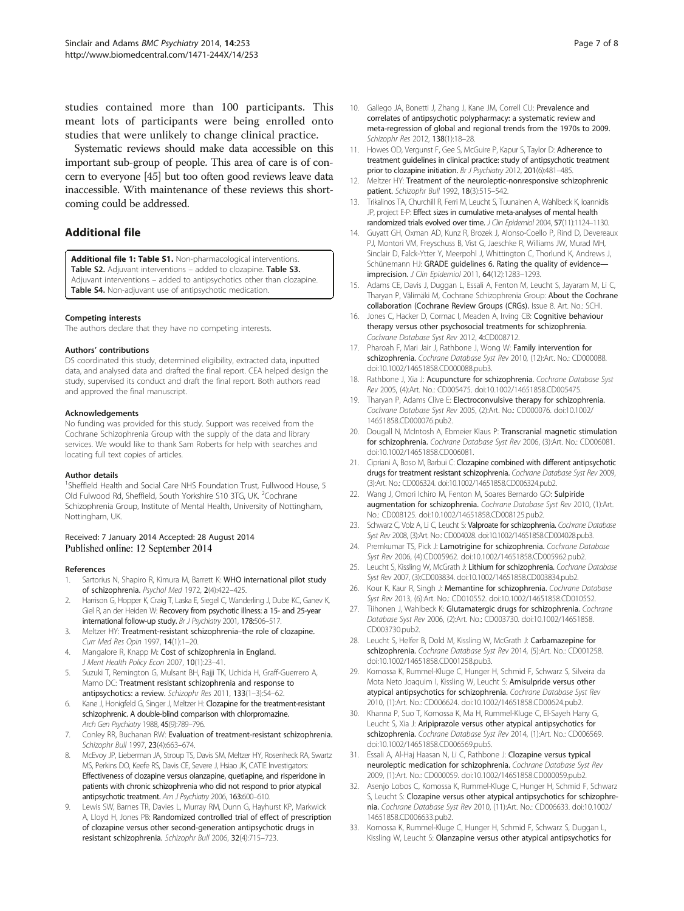studies contained more than 100 participants. This meant lots of participants were being enrolled onto studies that were unlikely to change clinical practice.

Systematic reviews should make data accessible on this important sub-group of people. This area of care is of concern to everyone [45] but too often good reviews leave data inaccessible. With maintenance of these reviews this shortcoming could be addressed.

## Additional file

**Additional file 1: Table S1.** Non-pharmacological interventions. **Table S2.** Adjuvant interventions – added to clozapine. **Table S3.** Adjuvant interventions – added to antipsychotics other than clozapine. **Table S4.** Non-adjuvant use of antipsychotic medication.

#### Competing interests

The authors declare that they have no competing interests.

#### Authors' contributions

DS coordinated this study, determined eligibility, extracted data, inputted data, and analysed data and drafted the final report. CEA helped design the study, supervised its conduct and draft the final report. Both authors read and approved the final manuscript.

#### Acknowledgements

No funding was provided for this study. Support was received from the Cochrane Schizophrenia Group with the supply of the data and library services. We would like to thank Sam Roberts for help with searches and locating full text copies of articles.

#### Author details

[1]Sheffield Health and Social Care NHS Foundation Trust, Fullwood House, 5 Old Fulwood Rd, Sheffield, South Yorkshire S10 3TG, UK. [2]Cochrane Schizophrenia Group, Institute of Mental Health, University of Nottingham, Nottingham, UK.

Received: 7 January 2014 Accepted: 28 August 2014
Published online: 12 September 2014

#### References

1. Sartorius N, Shapiro R, Kimura M, Barrett K: **WHO international pilot study of schizophrenia.** *Psychol Med* 1972, **2**(4):422–425.
2. Harrison G, Hopper K, Craig T, Laska E, Siegel C, Wanderling J, Dube KC, Ganev K, Giel R, an der Heiden W: **Recovery from psychotic illness: a 15- and 25-year international follow-up study.** *Br J Psychiatry* 2001, **178:**506–517.
3. Meltzer HY: **Treatment-resistant schizophrenia–the role of clozapine.** *Curr Med Res Opin* 1997, **14**(1):1–20.
4. Mangalore R, Knapp M: **Cost of schizophrenia in England.** *J Ment Health Policy Econ* 2007, **10**(1):23–41.
5. Suzuki T, Remington G, Mulsant BH, Rajji TK, Uchida H, Graff-Guerrero A, Mamo DC: **Treatment resistant schizophrenia and response to antipsychotics: a review.** *Schizophr Res* 2011, **133**(1–3):54–62.
6. Kane J, Honigfeld G, Singer J, Meltzer H: **Clozapine for the treatment-resistant schizophrenic. A double-blind comparison with chlorpromazine.** *Arch Gen Psychiatry* 1988, **45**(9):789–796.
7. Conley RR, Buchanan RW: **Evaluation of treatment-resistant schizophrenia.** *Schizophr Bull* 1997, **23**(4):663–674.
8. McEvoy JP, Lieberman JA, Stroup TS, Davis SM, Meltzer HY, Rosenheck RA, Swartz MS, Perkins DO, Keefe RS, Davis CE, Severe J, Hsiao JK, CATIE Investigators: **Effectiveness of clozapine versus olanzapine, quetiapine, and risperidone in patients with chronic schizophrenia who did not respond to prior atypical antipsychotic treatment.** *Am J Psychiatry* 2006, **163:**600–610.
9. Lewis SW, Barnes TR, Davies L, Murray RM, Dunn G, Hayhurst KP, Markwick A, Lloyd H, Jones PB: **Randomized controlled trial of effect of prescription of clozapine versus other second-generation antipsychotic drugs in resistant schizophrenia.** *Schizophr Bull* 2006, **32**(4):715–723.
10. Gallego JA, Bonetti J, Zhang J, Kane JM, Correll CU: **Prevalence and correlates of antipsychotic polypharmacy: a systematic review and meta-regression of global and regional trends from the 1970s to 2009.** *Schizophr Res* 2012, **138**(1):18–28.
11. Howes OD, Vergunst F, Gee S, McGuire P, Kapur S, Taylor D: **Adherence to treatment guidelines in clinical practice: study of antipsychotic treatment prior to clozapine initiation.** *Br J Psychiatry* 2012, **201**(6):481–485.
12. Meltzer HY: **Treatment of the neuroleptic-nonresponsive schizophrenic patient.** *Schizophr Bull* 1992, **18**(3):515–542.
13. Trikalinos TA, Churchill R, Ferri M, Leucht S, Tuunainen A, Wahlbeck K, Ioannidis JP, project E-P: **Effect sizes in cumulative meta-analyses of mental health randomized trials evolved over time.** *J Clin Epidemiol* 2004, **57**(11):1124–1130.
14. Guyatt GH, Oxman AD, Kunz R, Brozek J, Alonso-Coello P, Rind D, Devereaux PJ, Montori VM, Freyschuss B, Vist G, Jaeschke R, Williams JW, Murad MH, Sinclair D, Falck-Ytter Y, Meerpohl J, Whittington C, Thorlund K, Andrews J, Schünemann HJ: **GRADE guidelines 6. Rating the quality of evidence—imprecision.** *J Clin Epidemiol* 2011, **64**(12):1283–1293.
15. Adams CE, Davis J, Duggan L, Essali A, Fenton M, Leucht S, Jayaram M, Li C, Tharyan P, Välimäki M, Cochrane Schizophrenia Group: **About the Cochrane collaboration (Cochrane Review Groups (CRGs).** Issue 8. Art. No.: SCHI.
16. Jones C, Hacker D, Cormac I, Meaden A, Irving CB: **Cognitive behaviour therapy versus other psychosocial treatments for schizophrenia.** *Cochrane Database Syst Rev* 2012, **4:**CD008712.
17. Pharoah F, Mari Jair J, Rathbone J, Wong W: **Family intervention for schizophrenia.** *Cochrane Database Syst Rev* 2010, (12):Art. No.: CD000088. doi:10.1002/14651858.CD000088.pub3.
18. Rathbone J, Xia J: **Acupuncture for schizophrenia.** *Cochrane Database Syst Rev* 2005, (4):Art. No.: CD005475. doi:10.1002/14651858.CD005475.
19. Tharyan P, Adams Clive E: **Electroconvulsive therapy for schizophrenia.** *Cochrane Database Syst Rev* 2005, (2):Art. No.: CD000076. doi:10.1002/14651858.CD000076.pub2.
20. Dougall N, McIntosh A, Ebmeier Klaus P: **Transcranial magnetic stimulation for schizophrenia.** *Cochrane Database Syst Rev* 2006, (3):Art. No.: CD006081. doi:10.1002/14651858.CD006081.
21. Cipriani A, Boso M, Barbui C: **Clozapine combined with different antipsychotic drugs for treatment resistant schizophrenia.** *Cochrane Database Syst Rev* 2009, (3):Art. No.: CD006324. doi:10.1002/14651858.CD006324.pub2.
22. Wang J, Omori Ichiro M, Fenton M, Soares Bernardo GO: **Sulpiride augmentation for schizophrenia.** *Cochrane Database Syst Rev* 2010, (1):Art. No.: CD008125. doi:10.1002/14651858.CD008125.pub2.
23. Schwarz C, Volz A, Li C, Leucht S: **Valproate for schizophrenia.** *Cochrane Database Syst Rev* 2008, (3):Art. No.: CD004028. doi:10.1002/14651858.CD004028.pub3.
24. Premkumar TS, Pick J: **Lamotrigine for schizophrenia.** *Cochrane Database Syst Rev* 2006, (4):CD005962. doi:10.1002/14651858.CD005962.pub2.
25. Leucht S, Kissling W, McGrath J: **Lithium for schizophrenia.** *Cochrane Database Syst Rev* 2007, (3):CD003834. doi:10.1002/14651858.CD003834.pub2.
26. Kour K, Kaur R, Singh J: **Memantine for schizophrenia.** *Cochrane Database Syst Rev* 2013, (6):Art. No.: CD010552. doi:10.1002/14651858.CD010552.
27. Tiihonen J, Wahlbeck K: **Glutamatergic drugs for schizophrenia.** *Cochrane Database Syst Rev* 2006, (2):Art. No.: CD003730. doi:10.1002/14651858.CD003730.pub2.
28. Leucht S, Helfer B, Dold M, Kissling W, McGrath J: **Carbamazepine for schizophrenia.** *Cochrane Database Syst Rev* 2014, (5):Art. No.: CD001258. doi:10.1002/14651858.CD001258.pub3.
29. Komossa K, Rummel-Kluge C, Hunger H, Schmid F, Schwarz S, Silveira da Mota Neto Joaquim I, Kissling W, Leucht S: **Amisulpride versus other atypical antipsychotics for schizophrenia.** *Cochrane Database Syst Rev* 2010, (1):Art. No.: CD006624. doi:10.1002/14651858.CD006624.pub2.
30. Khanna P, Suo T, Komossa K, Ma H, Rummel-Kluge C, El-Sayeh Hany G, Leucht S, Xia J: **Aripiprazole versus other atypical antipsychotics for schizophrenia.** *Cochrane Database Syst Rev* 2014, (1):Art. No.: CD006569. doi:10.1002/14651858.CD006569.pub5.
31. Essali A, Al-Haj Haasan N, Li C, Rathbone J: **Clozapine versus typical neuroleptic medication for schizophrenia.** *Cochrane Database Syst Rev* 2009, (1):Art. No.: CD000059. doi:10.1002/14651858.CD000059.pub2.
32. Asenjo Lobos C, Komossa K, Rummel-Kluge C, Hunger H, Schmid F, Schwarz S, Leucht S: **Clozapine versus other atypical antipsychotics for schizophrenia.** *Cochrane Database Syst Rev* 2010, (11):Art. No.: CD006633. doi:10.1002/14651858.CD006633.pub2.
33. Komossa K, Rummel-Kluge C, Hunger H, Schmid F, Schwarz S, Duggan L, Kissling W, Leucht S: **Olanzapine versus other atypical antipsychotics for**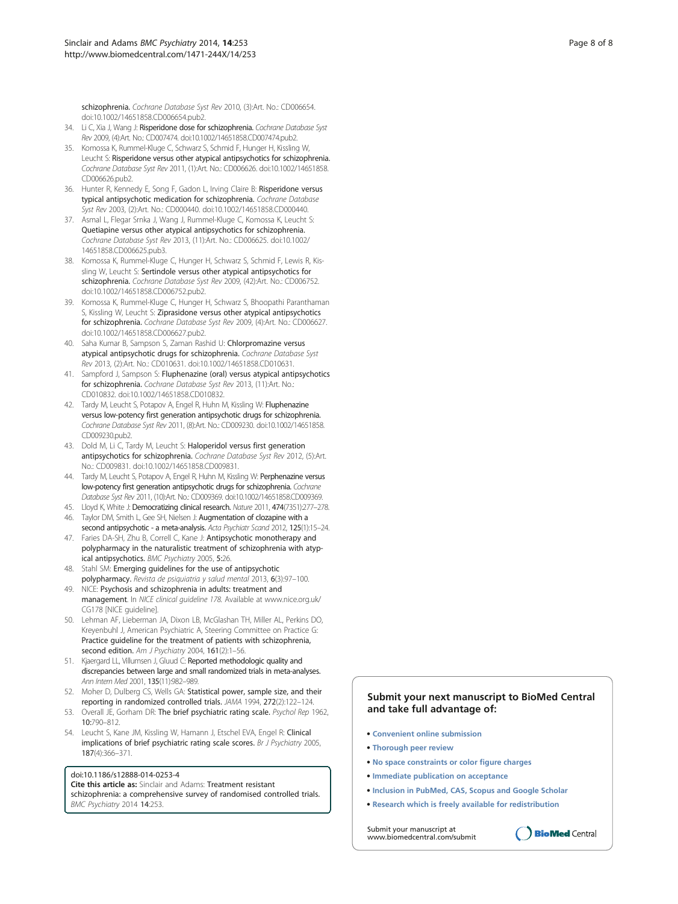schizophrenia. *Cochrane Database Syst Rev* 2010, (3):Art. No.: CD006654. doi:10.1002/14651858.CD006654.pub2.

34. Li C, Xia J, Wang J: **Risperidone dose for schizophrenia.** *Cochrane Database Syst Rev* 2009, (4):Art. No.: CD007474. doi:10.1002/14651858.CD007474.pub2.
35. Komossa K, Rummel-Kluge C, Schwarz S, Schmid F, Hunger H, Kissling W, Leucht S: **Risperidone versus other atypical antipsychotics for schizophrenia.** *Cochrane Database Syst Rev* 2011, (1):Art. No.: CD006626. doi:10.1002/14651858. CD006626.pub2.
36. Hunter R, Kennedy E, Song F, Gadon L, Irving Claire B: **Risperidone versus typical antipsychotic medication for schizophrenia.** *Cochrane Database Syst Rev* 2003, (2):Art. No.: CD000440. doi:10.1002/14651858.CD000440.
37. Asmal L, Flegar Srnka J, Wang J, Rummel-Kluge C, Komossa K, Leucht S: **Quetiapine versus other atypical antipsychotics for schizophrenia.** *Cochrane Database Syst Rev* 2013, (11):Art. No.: CD006625. doi:10.1002/ 14651858.CD006625.pub3.
38. Komossa K, Rummel-Kluge C, Hunger H, Schwarz S, Schmid F, Lewis R, Kissling W, Leucht S: **Sertindole versus other atypical antipsychotics for schizophrenia.** *Cochrane Database Syst Rev* 2009, (42):Art. No.: CD006752. doi:10.1002/14651858.CD006752.pub2.
39. Komossa K, Rummel-Kluge C, Hunger H, Schwarz S, Bhoopathi Paranthaman S, Kissling W, Leucht S: **Ziprasidone versus other atypical antipsychotics for schizophrenia.** *Cochrane Database Syst Rev* 2009, (4):Art. No.: CD006627. doi:10.1002/14651858.CD006627.pub2.
40. Saha Kumar B, Sampson S, Zaman Rashid U: **Chlorpromazine versus atypical antipsychotic drugs for schizophrenia.** *Cochrane Database Syst Rev* 2013, (2):Art. No.: CD010631. doi:10.1002/14651858.CD010631.
41. Sampford J, Sampson S: **Fluphenazine (oral) versus atypical antipsychotics for schizophrenia.** *Cochrane Database Syst Rev* 2013, (11):Art. No.: CD010832. doi:10.1002/14651858.CD010832.
42. Tardy M, Leucht S, Potapov A, Engel R, Huhn M, Kissling W: **Fluphenazine versus low-potency first generation antipsychotic drugs for schizophrenia.** *Cochrane Database Syst Rev* 2011, (8):Art. No.: CD009230. doi:10.1002/14651858. CD009230.pub2.
43. Dold M, Li C, Tardy M, Leucht S: **Haloperidol versus first generation antipsychotics for schizophrenia.** *Cochrane Database Syst Rev* 2012, (5):Art. No.: CD009831. doi:10.1002/14651858.CD009831.
44. Tardy M, Leucht S, Potapov A, Engel R, Huhn M, Kissling W: **Perphenazine versus low-potency first generation antipsychotic drugs for schizophrenia.** *Cochrane Database Syst Rev* 2011, (10):Art. No.: CD009369. doi:10.1002/14651858.CD009369.
45. Lloyd K, White J: **Democratizing clinical research.** *Nature* 2011, **474**(7351):277–278.
46. Taylor DM, Smith L, Gee SH, Nielsen J: **Augmentation of clozapine with a second antipsychotic - a meta-analysis.** *Acta Psychiatr Scand* 2012, **125**(1):15–24.
47. Faries DA-SH, Zhu B, Correll C, Kane J: **Antipsychotic monotherapy and polypharmacy in the naturalistic treatment of schizophrenia with atypical antipsychotics.** *BMC Psychiatry* 2005, **5**:26.
48. Stahl SM: **Emerging guidelines for the use of antipsychotic polypharmacy.** *Revista de psiquiatria y salud mental* 2013, **6**(3):97–100.
49. NICE: **Psychosis and schizophrenia in adults: treatment and management.** In *NICE clinical guideline 178.* Available at www.nice.org.uk/ CG178 [NICE guideline].
50. Lehman AF, Lieberman JA, Dixon LB, McGlashan TH, Miller AL, Perkins DO, Kreyenbuhl J, American Psychiatric A, Steering Committee on Practice G: **Practice guideline for the treatment of patients with schizophrenia, second edition.** *Am J Psychiatry* 2004, **161**(2):1–56.
51. Kjaergard LL, Villumsen J, Gluud C: **Reported methodologic quality and discrepancies between large and small randomized trials in meta-analyses.** *Ann Intern Med* 2001, **135**(11):982–989.
52. Moher D, Dulberg CS, Wells GA: **Statistical power, sample size, and their reporting in randomized controlled trials.** *JAMA* 1994, **272**(2):122–124.
53. Overall JE, Gorham DR: **The brief psychiatric rating scale.** *Psychol Rep* 1962, **10**:790–812.
54. Leucht S, Kane JM, Kissling W, Hamann J, Etschel EVA, Engel R: **Clinical implications of brief psychiatric rating scale scores.** *Br J Psychiatry* 2005, **187**(4):366–371.

doi:10.1186/s12888-014-0253-4
**Cite this article as:** Sinclair and Adams: Treatment resistant schizophrenia: a comprehensive survey of randomised controlled trials. *BMC Psychiatry* 2014 **14**:253.

**Submit your next manuscript to BioMed Central and take full advantage of:**

- **Convenient online submission**
- **Thorough peer review**
- **No space constraints or color figure charges**
- **Immediate publication on acceptance**
- **Inclusion in PubMed, CAS, Scopus and Google Scholar**
- **Research which is freely available for redistribution**

Submit your manuscript at www.biomedcentral.com/submit

BioMed Central